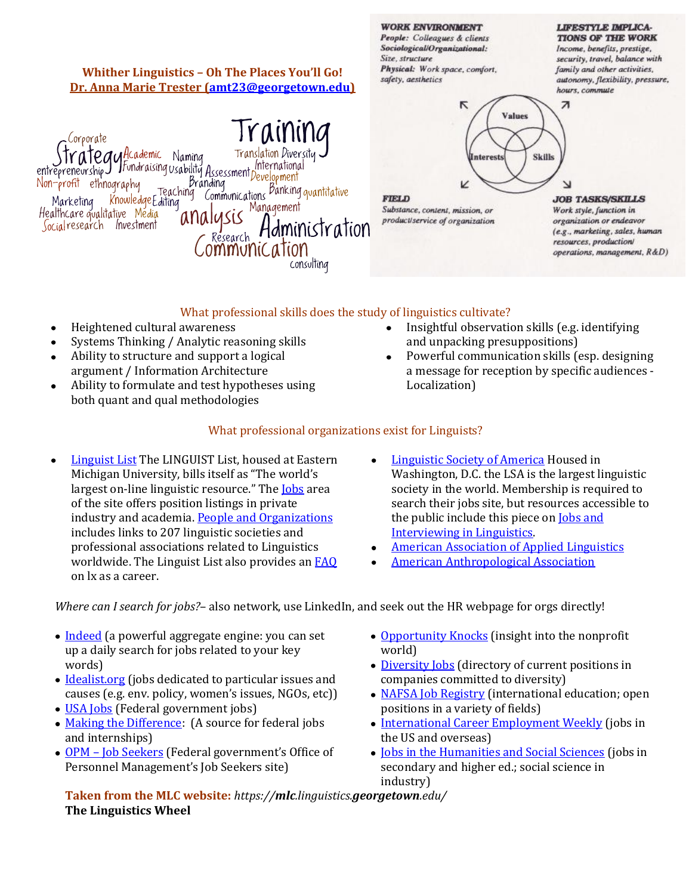# Whither Linguistics – Oh The Places You'll Go!

**Dr. Anna Marie Trester (amt23@georgetown.edu)**

Training Corporate Strategy Academic Naming Translation Diversity entrepreneurship Fundraising Usability Assessment International Development Non-profit ethnography Branding Marketing Knowledge Editing Teaching Communications Banking quantitative Healthcare qualitative Media Management Social research Investment analysis Administration Research Communication consulting

**WORK ENVIRONMENT**
*People:* Colleagues & clients
*Sociological/Organizational:* Size, structure
*Physical:* Work space, comfort, safety, aesthetics

**LIFESTYLE IMPLICATIONS OF THE WORK**
Income, benefits, prestige, security, travel, balance with family and other activities, autonomy, flexibility, pressure, hours, commute

Values — Interests — Skills

**FIELD**
Substance, content, mission, or product/service of organization

**JOB TASKS/SKILLS**
Work style, function in organization or endeavor (e.g., marketing, sales, human resources, production/operations, management, R&D)

## What professional skills does the study of linguistics cultivate?

- Heightened cultural awareness
- Systems Thinking / Analytic reasoning skills
- Ability to structure and support a logical argument / Information Architecture
- Ability to formulate and test hypotheses using both quant and qual methodologies
- Insightful observation skills (e.g. identifying and unpacking presuppositions)
- Powerful communication skills (esp. designing a message for reception by specific audiences - Localization)

## What professional organizations exist for Linguists?

- Linguist List The LINGUIST List, housed at Eastern Michigan University, bills itself as "The world's largest on-line linguistic resource." The Jobs area of the site offers position listings in private industry and academia. People and Organizations includes links to 207 linguistic societies and professional associations related to Linguistics worldwide. The Linguist List also provides an FAQ on lx as a career.
- Linguistic Society of America Housed in Washington, D.C. the LSA is the largest linguistic society in the world. Membership is required to search their jobs site, but resources accessible to the public include this piece on Jobs and Interviewing in Linguistics.
- American Association of Applied Linguistics
- American Anthropological Association

*Where can I search for jobs?*– also network, use LinkedIn, and seek out the HR webpage for orgs directly!

- Indeed (a powerful aggregate engine: you can set up a daily search for jobs related to your key words)
- Idealist.org (jobs dedicated to particular issues and causes (e.g. env. policy, women's issues, NGOs, etc))
- USA Jobs (Federal government jobs)
- Making the Difference: (A source for federal jobs and internships)
- OPM – Job Seekers (Federal government's Office of Personnel Management's Job Seekers site)
- Opportunity Knocks (insight into the nonprofit world)
- Diversity Jobs (directory of current positions in companies committed to diversity)
- NAFSA Job Registry (international education; open positions in a variety of fields)
- International Career Employment Weekly (jobs in the US and overseas)
- Jobs in the Humanities and Social Sciences (jobs in secondary and higher ed.; social science in industry)

**Taken from the MLC website:** *https://**mlc**.linguistics.**georgetown**.edu/*
**The Linguistics Wheel**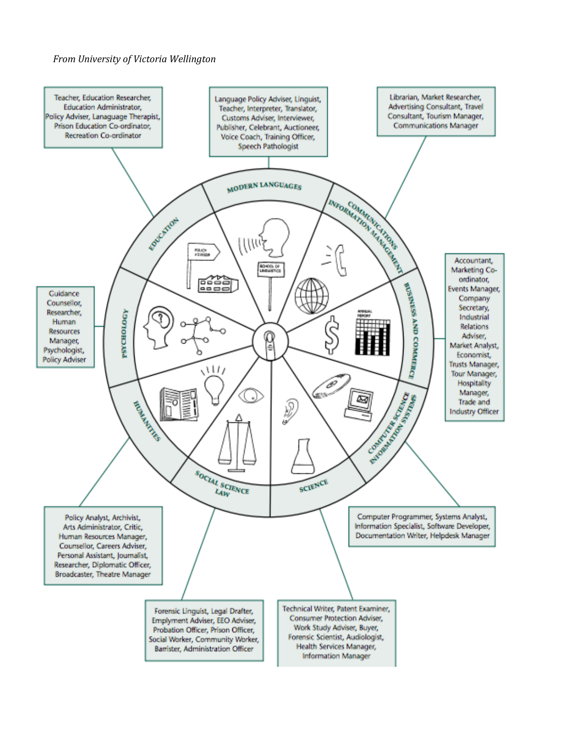*From University of Victoria Wellington*

**EDUCATION**

Teacher, Education Researcher, Education Administrator, Policy Adviser, Lanaguage Therapist, Prison Education Co-ordinator, Recreation Co-ordinator

**MODERN LANGUAGES**

Language Policy Adviser, Linguist, Teacher, Interpreter, Translator, Customs Adviser, Interviewer, Publisher, Celebrant, Auctioneer, Voice Coach, Training Officer, Speech Pathologist

**COMMUNICATIONS INFORMATION MANAGEMENT**

Librarian, Market Researcher, Advertising Consultant, Travel Consultant, Tourism Manager, Communications Manager

**BUSINESS AND COMMERCE**

Accountant, Marketing Co-ordinator, Events Manager, Company Secretary, Industrial Relations Adviser, Market Analyst, Economist, Trusts Manager, Tour Manager, Hospitality Manager, Trade and Industry Officer

**COMPUTER SCIENCE INFORMATION SYSTEMS**

Computer Programmer, Systems Analyst, Information Specialist, Software Developer, Documentation Writer, Helpdesk Manager

**SCIENCE**

Technical Writer, Patent Examiner, Consumer Protection Adviser, Work Study Adviser, Buyer, Forensic Scientist, Audiologist, Health Services Manager, Information Manager

**SOCIAL SCIENCE LAW**

Forensic Linguist, Legal Drafter, Emplyment Adviser, EEO Adviser, Probation Officer, Prison Officer, Social Worker, Community Worker, Barrister, Administration Officer

**HUMANITIES**

Policy Analyst, Archivist, Arts Administrator, Critic, Human Resources Manager, Counsellor, Careers Adviser, Personal Assistant, Journalist, Researcher, Diplomatic Officer, Broadcaster, Theatre Manager

**PSYCHOLOGY**

Guidance Counsellor, Researcher, Human Resources Manager, Psychologist, Policy Adviser